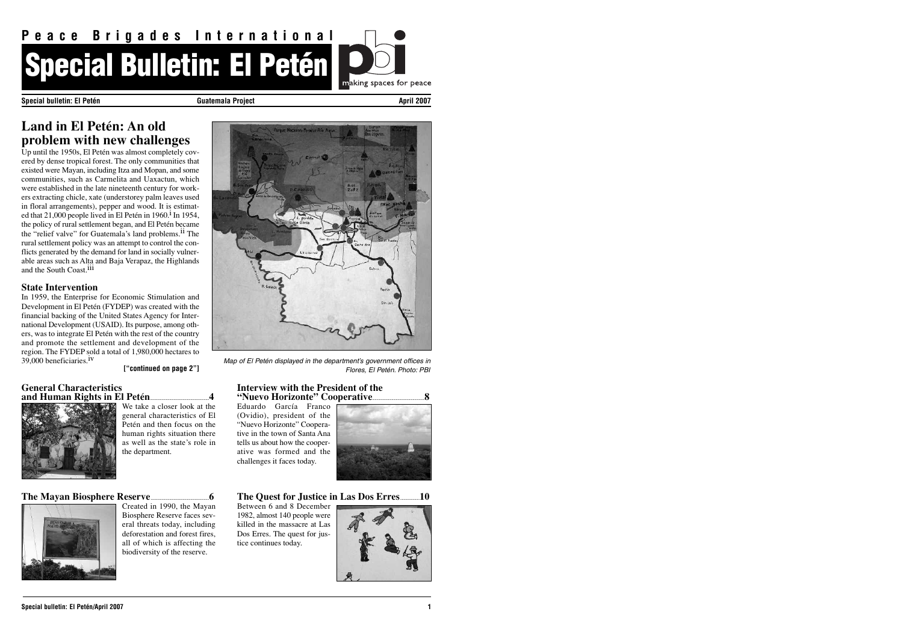# Peace Brigades International

# Special Bulletin: El Petén

making spaces for peace

**Special bulletin: El Petén** **Guatemala Project** **April 2007**

## Land in El Petén: An old problem with new challenges

Up until the 1950s, El Petén was almost completely covered by dense tropical forest. The only communities that existed were Mayan, including Itza and Mopan, and some communities, such as Carmelita and Uaxactun, which were established in the late nineteenth century for workers extracting chicle, xate (understorey palm leaves used in floral arrangements), pepper and wood. It is estimated that 21,000 people lived in El Petén in 1960.[i] In 1954, the policy of rural settlement began, and El Petén became the "relief valve" for Guatemala's land problems.[ii] The rural settlement policy was an attempt to control the conflicts generated by the demand for land in socially vulnerable areas such as Alta and Baja Verapaz, the Highlands and the South Coast.[iii]

### State Intervention

In 1959, the Enterprise for Economic Stimulation and Development in El Petén (FYDEP) was created with the financial backing of the United States Agency for International Development (USAID). Its purpose, among others, was to integrate El Petén with the rest of the country and promote the settlement and development of the region. The FYDEP sold a total of 1,980,000 hectares to 39,000 beneficiaries.[iv]

**["continued on page 2"]**

*Map of El Petén displayed in the department's government offices in Flores, El Petén. Photo: PBI*

### General Characteristics and Human Rights in El Petén ........ 4

We take a closer look at the general characteristics of El Petén and then focus on the human rights situation there as well as the state's role in the department.

### Interview with the President of the "Nuevo Horizonte" Cooperative ........ 8

Eduardo García Franco (Ovidio), president of the "Nuevo Horizonte" Cooperative in the town of Santa Ana tells us about how the cooperative was formed and the challenges it faces today.

### The Mayan Biosphere Reserve ........ 6

Created in 1990, the Mayan Biosphere Reserve faces several threats today, including deforestation and forest fires, all of which is affecting the biodiversity of the reserve.

### The Quest for Justice in Las Dos Erres ........ 10

Between 6 and 8 December 1982, almost 140 people were killed in the massacre at Las Dos Erres. The quest for justice continues today.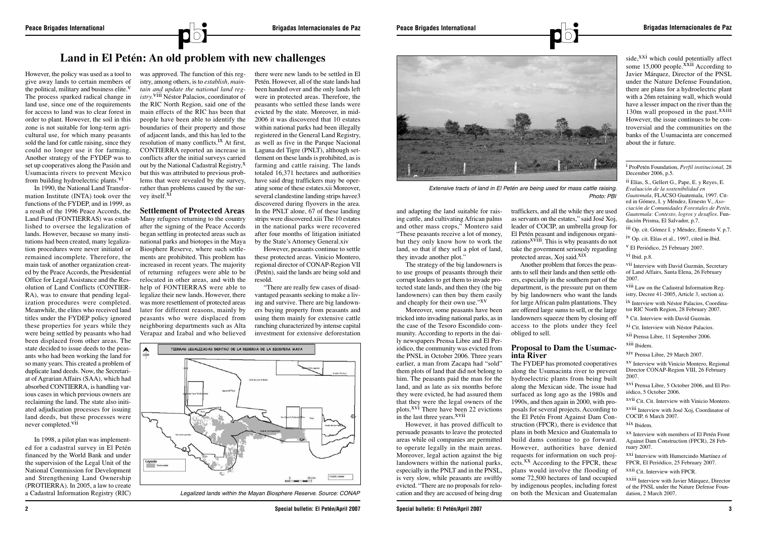# Land in El Petén: An old problem with new challenges

However, the policy was used as a tool to give away lands to certain members of the political, military and business elite.[v] The process sparked radical change in land use, since one of the requirements for access to land was to clear forest in order to plant. However, the soil in this zone is not suitable for long-term agricultural use, for which many peasants sold the land for cattle raising, since they could no longer use it for farming. Another strategy of the FYDEP was to set up cooperatives along the Pasión and Usumacinta rivers to prevent Mexico from building hydroelectric plants.[vi]

In 1990, the National Land Transformation Institute (INTA) took over the functions of the FYDEP, and in 1999, as a result of the 1996 Peace Accords, the Land Fund (FONTIERRAS) was established to oversee the legalization of lands. However, because so many institutions had been created, many legalization procedures were never initiated or remained incomplete. Therefore, the main task of another organization created by the Peace Accords, the Presidential Office for Legal Assistance and the Resolution of Land Conflicts (CONTIERRA), was to ensure that pending legalization procedures were completed. Meanwhile, the elites who received land titles under the FYDEP policy ignored these properties for years while they were being settled by peasants who had been displaced from other areas. The state decided to issue deeds to the peasants who had been working the land for so many years. This created a problem of duplicate land deeds. Now, the Secretariat of Agrarian Affairs (SAA), which had absorbed CONTIERRA, is handling various cases in which previous owners are reclaiming the land. The state also initiated adjudication processes for issuing land deeds, but these processes were never completed.[vii]

In 1998, a pilot plan was implemented for a cadastral survey in El Petén financed by the World Bank and under the supervision of the Legal Unit of the National Commission for Development and Strengthening Land Ownership (PROTIERRA). In 2005, a law to create a Cadastral Information Registry (RIC) was approved. The function of this registry, among others, is to *establish, maintain and update the national land registry.*[viii] Néstor Palacios, coordinator of the RIC North Region, said one of the main effects of the RIC has been that people have been able to identify the boundaries of their property and those of adjacent lands, and this has led to the resolution of many conflicts.[ix] At first, CONTIERRA reported an increase in conflicts after the initial surveys carried out by the National Cadastral Registry,[x] but this was attributed to previous problems that were revealed by the survey, rather than problems caused by the survey itself.[xi]

## Settlement of Protected Areas

Many refugees returning to the country after the signing of the Peace Accords began settling in protected areas such as national parks and biotopes in the Maya Biosphere Reserve, where such settlements are prohibited. This problem has increased in recent years. The majority of returning refugees were able to be relocated in other areas, and with the help of FONTIERRAS were able to legalize their new lands. However, there was more resettlement of protected areas later for different reasons, mainly by peasants who were displaced from neighboring departments such as Alta Verapaz and Izabal and who believed there were new lands to be settled in El Petén. However, all of the state lands had been handed over and the only lands left were in protected areas. Therefore, the peasants who settled these lands were evicted by the state. Moreover, in mid-2006 it was discovered that 10 estates within national parks had been illegally registered in the General Land Registry, as well as five in the Parque Nacional Laguna del Tigre (PNLT), although settlement on these lands is prohibited, as is farming and cattle raising. The lands totaled 16,371 hectares and authorities have said drug traffickers may be operating some of these estates.xii Moreover, several clandestine landing strips have3 discovered during flyovers in the area. In the PNLT alone, 67 of these landing strips were discovered.xiii The 10 estates in the national parks were recovered after four months of litigation initiated by the State's Attorney General.xiv

However, peasants continue to settle these protected areas. Vinicio Montero, regional director of CONAP-Region VII (Petén), said the lands are being sold and resold.

"There are really few cases of disadvantaged peasants seeking to make a living and survive. There are big landowners buying property from peasants and using them mainly for extensive cattle ranching characterized by intense capital investment for extensive deforestation and adapting the land suitable for raising cattle, and cultivating African palms and other mass crops," Montero said "These peasants receive a lot of money, but they only know how to work the land, so that if they sell a plot of land, they invade another plot."

The strategy of the big landowners is to use groups of peasants through their corrupt leaders to get them to invade protected state lands, and then they (the big landowners) can then buy them easily and cheaply for their own use."[xv]

Moreover, some peasants have been tricked into invading national parks, as in the case of the Tesoro Escondido community. According to reports in the daily newspapers Prensa Libre and El Periódico, the community was evicted from the PNSL in October 2006. Three years earlier, a man from Zacapa had "sold" them plots of land that did not belong to him. The peasants paid the man for the land, and as late as six months before they were evicted, he had assured them that they were the legal owners of the plots.[xvi] There have been 22 evictions in the last three years.[xvii]

However, it has proved difficult to persuade peasants to leave the protected areas while oil companies are permitted to operate legally in the main areas. Moreover, legal action against the big landowners within the national parks, especially in the PNLT and in the PNSL, is very slow, while peasants are swiftly evicted. "There are no proposals for relocation and they are accused of being drug traffickers, and all the while they are used as servants on the estates," said José Xoj, leader of COCIP, an umbrella group for El Petén peasant and indigenous organizations[xviii]. This is why peasants do not take the government seriously regarding protected areas, Xoj said.[xix]

Another problem that forces the peasants to sell their lands and then settle others, especially in the southern part of the department, is the pressure put on them by big landowners who want the lands for large African palm plantations. They are offered large sums to sell, or the large landowners squeeze them by closing off access to the plots under they feel obliged to sell.

Legalized lands within the Mayan Biosphere Reserve. Source: CONAP

Extensive tracts of land in El Petén are being used for mass cattle raising. Photo: PBI

## Proposal to Dam the Usumacinta River

The FYDEP has promoted cooperatives along the Usumacinta river to prevent hydroelectric plants from being built along the Mexican side. The issue had surfaced as long ago as the 1980s and 1990s, and then again in 2000, with proposals for several projects. According to the El Petén Front Against Dam Construction (FPCR), there is evidence that plans in both Mexico and Guatemala to build dams continue to go forward. However, authorities have denied requests for information on such projects.[xx] According to the FPCR, these plans would involve the flooding of some 72,500 hectares of land occupied by indigenous peoples, including forest on both the Mexican and Guatemalan side,[xxi] which could potentially affect some 15,000 people.[xxii] According to Javier Márquez, Director of the PNSL under the Nature Defense Foundation, there are plans for a hydroelectric plant with a 26m retaining wall, which would have a lesser impact on the river than the 130m wall proposed in the past.[xxiii] However, the issue continues to be controversial and the communities on the banks of the Usumacinta are concerned about the ir future.

---

i ProPetén Foundation, *Perfil institucional*, 28 December 2006, p.5.

ii Elías, S., Gellert G., Pape, E. y Reyes, E. *Evaluación de la sostenibilidad en Guatemala*, FLACSO Guatemala, 1997. Cited in Gómez, I. y Méndez, Ernesto V., *Asociación de Comunidades Forestales de Petén, Guatemala: Contexto, logros y desafíos*. Fundación Prisma, El Salvador, p.7.

iii Op. cit. Gómez I. y Méndez, Ernesto V. p.7.

iv Op. cit. Elías et al., 1997, cited in Ibid.

v El Periódico, 25 February 2007.

vi Ibid. p.8.

vii Interview with David Guzmán, Secretary of Land Affairs, Santa Elena, 26 February 2007.

viii Law on the Cadastral Information Registry, Decree 41-2005, Article 3, section a).

ix Interview with Néstor Palacios, Coordinator RIC North Region, 28 February 2007.

x Cit. Interview with David Guzmán.

xi Cit. Interview with Néstor Palacios.

xii Prensa Libre, 11 September 2006.

xiii Ibidem.

xiv Prensa Libre, 29 March 2007.

xv Interview with Vinicio Montero, Regional Director CONAP-Region VIII, 26 February 2007.

xvi Prensa Libre, 5 October 2006, and El Periódico, 5 October 2006.

xvii Cit. Cit. Interview with Vinicio Montero.

xviii Interview with José Xoj, Coordinator of COCIP, 6 March 2007.

xix Ibidem.

xx Interview with members of El Petén Front Against Dam Construction (FPCR), 28 February 2007.

xxi Interview with Humercindo Martínez of FPCR, El Periódico, 25 February 2007.

xxii Cit. Interview with FPCR.

xxiii Interview with Javier Márquez, Director of the PNSL under the Nature Defense Foundation, 2 March 2007.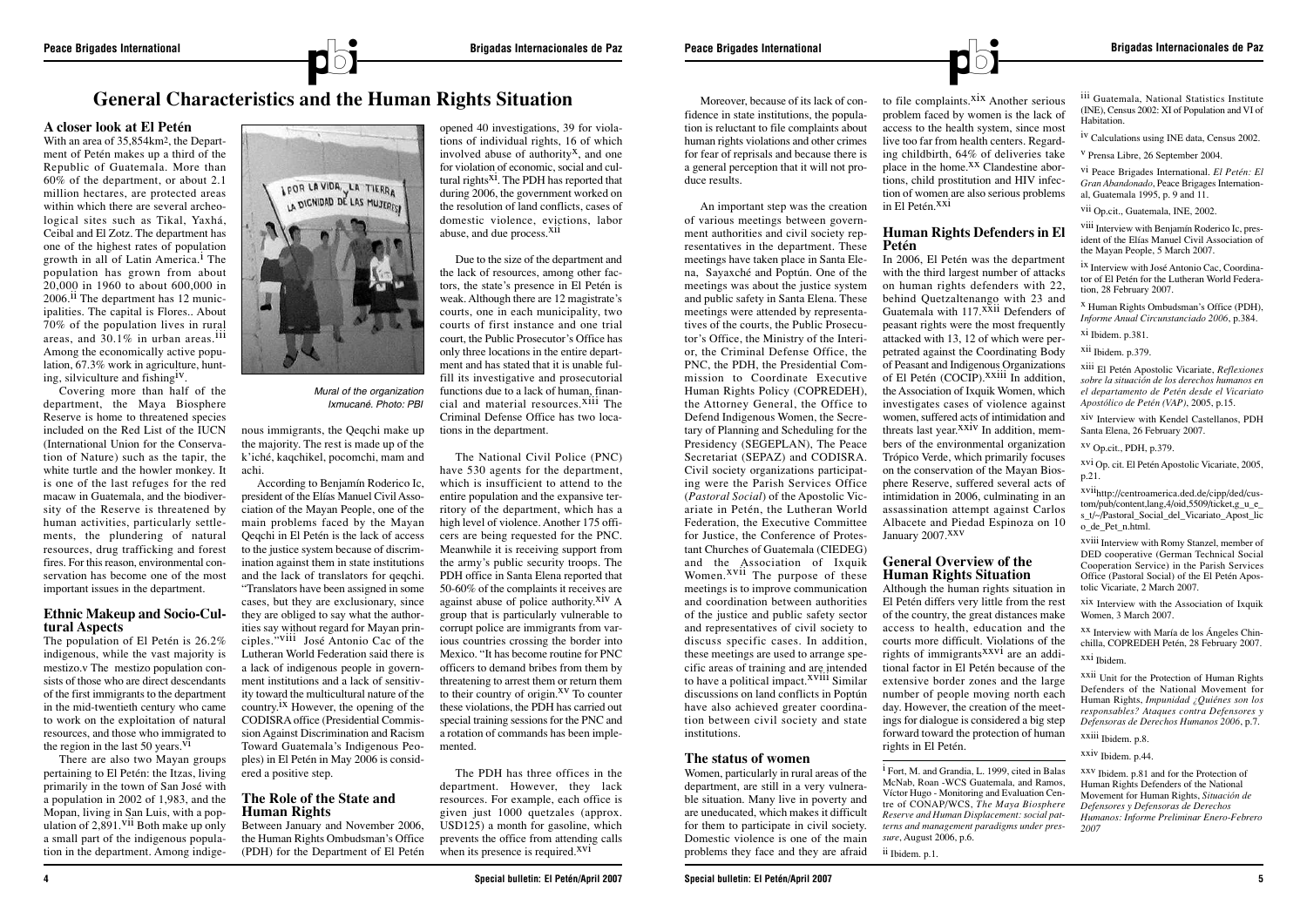# General Characteristics and the Human Rights Situation

## A closer look at El Petén

With an area of 35,854km², the Department of Petén makes up a third of the Republic of Guatemala. More than 60% of the department, or about 2.1 million hectares, are protected areas within which there are several archeological sites such as Tikal, Yaxhá, Ceibal and El Zotz. The department has one of the highest rates of population growth in all of Latin America.[i] The population has grown from about 20,000 in 1960 to about 600,000 in 2006.[ii] The department has 12 municipalities. The capital is Flores.. About 70% of the population lives in rural areas, and 30.1% in urban areas.[iii] Among the economically active population, 67.3% work in agriculture, hunting, silviculture and fishing[iv].

Covering more than half of the department, the Maya Biosphere Reserve is home to threatened species included on the Red List of the IUCN (International Union for the Conservation of Nature) such as the tapir, the white turtle and the howler monkey. It is one of the last refuges for the red macaw in Guatemala, and the biodiversity of the Reserve is threatened by human activities, particularly settlements, the plundering of natural resources, drug trafficking and forest fires. For this reason, environmental conservation has become one of the most important issues in the department.

## Ethnic Makeup and Socio-Cultural Aspects

The population of El Petén is 26.2% indigenous, while the vast majority is mestizo.v The mestizo population consists of those who are direct descendants of the first immigrants to the department in the mid-twentieth century who came to work on the exploitation of natural resources, and those who immigrated to the region in the last 50 years.[vi]

There are also two Mayan groups pertaining to El Petén: the Itzas, living primarily in the town of San José with a population in 2002 of 1,983, and the Mopan, living in San Luis, with a population of 2,891.[vii] Both make up only a small part of the indigenous population in the department. Among indigenous immigrants, the Qeqchi make up the majority. The rest is made up of the k'iché, kaqchikel, pocomchi, mam and achi.

*Mural of the organization Ixmucané. Photo: PBI*

According to Benjamín Roderico Ic, president of the Elías Manuel Civil Association of the Mayan People, one of the main problems faced by the Mayan Qeqchi in El Petén is the lack of access to the justice system because of discrimination against them in state institutions and the lack of translators for qeqchi. "Translators have been assigned in some cases, but they are exclusionary, since they are obliged to say what the authorities say without regard for Mayan principles."[viii] José Antonio Cac of the Lutheran World Federation said there is a lack of indigenous people in government institutions and a lack of sensitivity toward the multicultural nature of the country.[ix] However, the opening of the CODISRA office (Presidential Commission Against Discrimination and Racism Toward Guatemala's Indigenous Peoples) in El Petén in May 2006 is considered a positive step.

## The Role of the State and Human Rights

Between January and November 2006, the Human Rights Ombudsman's Office (PDH) for the Department of El Petén opened 40 investigations, 39 for violations of individual rights, 16 of which involved abuse of authority[x], and one for violation of economic, social and cultural rights[xi]. The PDH has reported that during 2006, the government worked on the resolution of land conflicts, cases of domestic violence, evictions, labor abuse, and due process.[xii]

Due to the size of the department and the lack of resources, among other factors, the state's presence in El Petén is weak. Although there are 12 magistrate's courts, one in each municipality, two courts of first instance and one trial court, the Public Prosecutor's Office has only three locations in the entire department and has stated that it is unable fulfill its investigative and prosecutorial functions due to a lack of human, financial and material resources.[xiii] The Criminal Defense Office has two locations in the department.

The National Civil Police (PNC) have 530 agents for the department, which is insufficient to attend to the entire population and the expansive territory of the department, which has a high level of violence. Another 175 officers are being requested for the PNC. Meanwhile it is receiving support from the army's public security troops. The PDH office in Santa Elena reported that 50-60% of the complaints it receives are against abuse of police authority.[xiv] A group that is particularly vulnerable to corrupt police are immigrants from various countries crossing the border into Mexico. "It has become routine for PNC officers to demand bribes from them by threatening to arrest them or return them to their country of origin.[xv] To counter these violations, the PDH has carried out special training sessions for the PNC and a rotation of commands has been implemented.

The PDH has three offices in the department. However, they lack resources. For example, each office is given just 1000 quetzales (approx. USD125) a month for gasoline, which prevents the office from attending calls when its presence is required.[xvi]

Moreover, because of its lack of confidence in state institutions, the population is reluctant to file complaints about human rights violations and other crimes for fear of reprisals and because there is a general perception that it will not produce results.

An important step was the creation of various meetings between government authorities and civil society representatives in the department. These meetings have taken place in Santa Elena, Sayaxché and Poptún. One of the meetings was about the justice system and public safety in Santa Elena. These meetings were attended by representatives of the courts, the Public Prosecutor's Office, the Ministry of the Interior, the Criminal Defense Office, the PNC, the PDH, the Presidential Commission to Coordinate Executive Human Rights Policy (COPREDEH), the Attorney General, the Office to Defend Indigenous Women, the Secretary of Planning and Scheduling for the Presidency (SEGEPLAN), The Peace Secretariat (SEPAZ) and CODISRA. Civil society organizations participating were the Parish Services Office (*Pastoral Social*) of the Apostolic Vicariate in Petén, the Lutheran World Federation, the Executive Committee for Justice, the Conference of Protestant Churches of Guatemala (CIEDEG) and the Association of Ixquik Women.[xvii] The purpose of these meetings is to improve communication and coordination between authorities of the justice and public safety sector and representatives of civil society to discuss specific cases. In addition, these meetings are used to arrange specific areas of training and are intended to have a political impact.[xviii] Similar discussions on land conflicts in Poptún have also achieved greater coordination between civil society and state institutions.

## The status of women

Women, particularly in rural areas of the department, are still in a very vulnerable situation. Many live in poverty and are uneducated, which makes it difficult for them to participate in civil society. Domestic violence is one of the main problems they face and they are afraid to file complaints.[xix] Another serious problem faced by women is the lack of access to the health system, since most live too far from health centers. Regarding childbirth, 64% of deliveries take place in the home.[xx] Clandestine abortions, child prostitution and HIV infection of women are also serious problems in El Petén.[xxi]

## Human Rights Defenders in El Petén

In 2006, El Petén was the department with the third largest number of attacks on human rights defenders with 22, behind Quetzaltenango with 23 and Guatemala with 117.[xxii] Defenders of peasant rights were the most frequently attacked with 13, 12 of which were perpetrated against the Coordinating Body of Peasant and Indigenous Organizations of El Petén (COCIP).[xxiii] In addition, the Association of Ixquik Women, which investigates cases of violence against women, suffered acts of intimidation and threats last year.[xxiv] In addition, members of the environmental organization Trópico Verde, which primarily focuses on the conservation of the Mayan Biosphere Reserve, suffered several acts of intimidation in 2006, culminating in an assassination attempt against Carlos Albacete and Piedad Espinoza on 10 January 2007.[xxv]

## General Overview of the Human Rights Situation

Although the human rights situation in El Petén differs very little from the rest of the country, the great distances make access to health, education and the courts more difficult. Violations of the rights of immigrants[xxvi] are an additional factor in El Petén because of the extensive border zones and the large number of people moving north each day. However, the creation of the meetings for dialogue is considered a big step forward toward the protection of human rights in El Petén.

---

[i] Fort, M. and Grandia, L. 1999, cited in Balas McNab, Roan -WCS Guatemala, and Ramos, Victor Hugo - Monitoring and Evaluation Centre of CONAP/WCS, *The Maya Biosphere Reserve and Human Displacement: social patterns and management paradigms under pressure*, August 2006, p.6.

[ii] Ibidem. p.1.

[iii] Guatemala, National Statistics Institute (INE), Census 2002: XI of Population and VI of Habitation.

[iv] Calculations using INE data, Census 2002.

[v] Prensa Libre, 26 September 2004.

[vi] Peace Brigades International. *El Petén: El Gran Abandonado*, Peace Brigages International, Guatemala 1995, p. 9 and 11.

[vii] Op.cit., Guatemala, INE, 2002.

[viii] Interview with Benjamín Roderico Ic, president of the Elías Manuel Civil Association of the Mayan People, 5 March 2007.

[ix] Interview with José Antonio Cac, Coordinator of El Petén for the Lutheran World Federation, 28 February 2007.

[x] Human Rights Ombudsman's Office (PDH), *Informe Anual Circunstanciado 2006*, p.384.

[xi] Ibidem. p.381.

[xii] Ibidem. p.379.

[xiii] El Petén Apostolic Vicariate, *Reflexiones sobre la situación de los derechos humanos en el departamento de Petén desde el Vicariato Apostólico de Petén (VAP)*, 2005, p.15.

[xiv] Interview with Kendel Castellanos, PDH Santa Elena, 26 February 2007.

[xv] Op.cit., PDH, p.379.

[xvi] Op. cit. El Petén Apostolic Vicariate, 2005, p.21.

[xvii] http://centroamerica.ded.de/cipp/ded/custom/pub/content,lang,4/oid,5509/ticket,g_u_e_s_t/~/Pastoral_Social_del_Vicariato_Apost_lico_de_Pet_n.html.

[xviii] Interview with Romy Stanzel, member of DED cooperative (German Technical Social Cooperation Service) in the Parish Services Office (Pastoral Social) of the El Petén Apostolic Vicariate, 2 March 2007.

[xix] Interview with the Association of Ixquik Women, 3 March 2007.

[xx] Interview with María de los Ángeles Chinchilla, COPREDEH Petén, 28 February 2007.

[xxi] Ibidem.

[xxii] Unit for the Protection of Human Rights Defenders of the National Movement for Human Rights, *Impunidad ¿Quiénes son los responsables? Ataques contra Defensores y Defensoras de Derechos Humanos 2006*, p.7.

[xxiii] Ibidem. p.8.

[xxiv] Ibidem. p.44.

[xxv] Ibidem. p.81 and for the Protection of Human Rights Defenders of the National Movement for Human Rights, *Situación de Defensores y Defensoras de Derechos Humanos: Informe Preliminar Enero-Febrero 2007*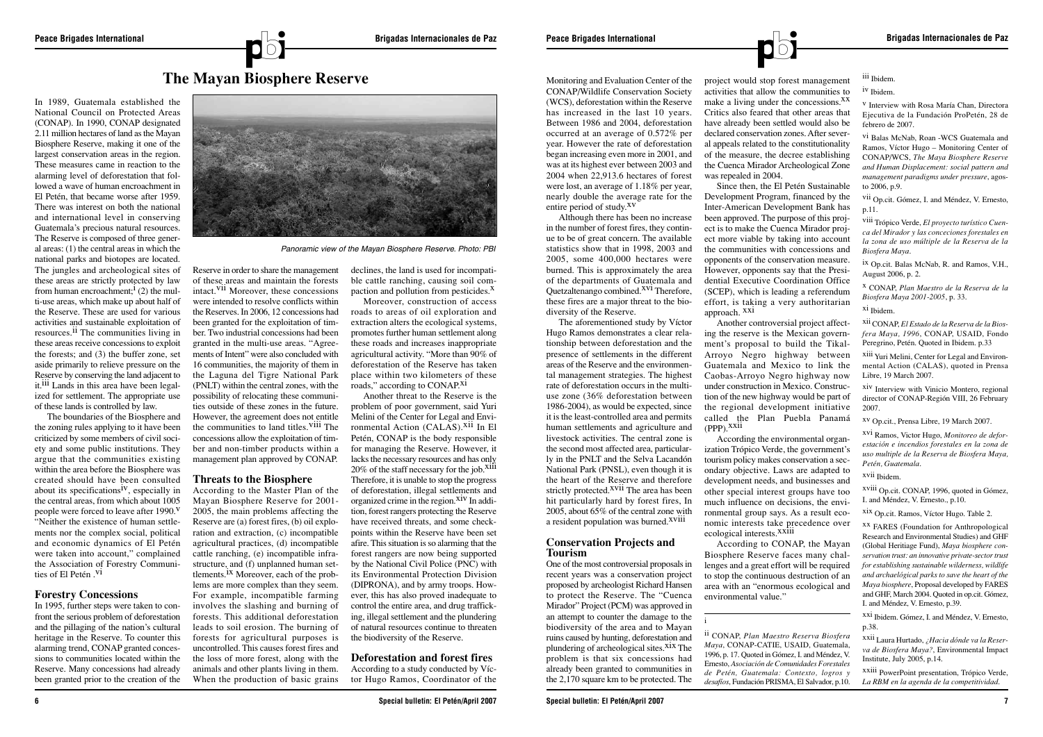# The Mayan Biosphere Reserve

In 1989, Guatemala established the National Council on Protected Areas (CONAP). In 1990, CONAP designated 2.11 million hectares of land as the Mayan Biosphere Reserve, making it one of the largest conservation areas in the region. These measures came in reaction to the alarming level of deforestation that followed a wave of human encroachment in El Petén, that became worse after 1959. There was interest on both the national and international level in conserving Guatemala's precious natural resources. The Reserve is composed of three general areas: (1) the central areas in which the national parks and biotopes are located. The jungles and archeological sites of these areas are strictly protected by law from human encroachment;[i] (2) the multi-use areas, which make up about half of the Reserve. These are used for various activities and sustainable exploitation of resources.[ii] The communities living in these areas receive concessions to exploit the forests; and (3) the buffer zone, set aside primarily to relieve pressure on the Reserve by conserving the land adjacent to it.[iii] Lands in this area have been legalized for settlement. The appropriate use of these lands is controlled by law.

The boundaries of the Biosphere and the zoning rules applying to it have been criticized by some members of civil society and some public institutions. They argue that the communities existing within the area before the Biosphere was created should have been consulted about its specifications[iv], especially in the central areas, from which about 1005 people were forced to leave after 1990.[v] "Neither the existence of human settlements nor the complex social, political and economic dynamics of El Petén were taken into account," complained the Association of Forestry Communities of El Petén .[vi]

Panoramic view of the Mayan Biosphere Reserve. Photo: PBI

## Forestry Concessions

In 1995, further steps were taken to confront the serious problem of deforestation and the pillaging of the nation's cultural heritage in the Reserve. To counter this alarming trend, CONAP granted concessions to communities located within the Reserve. Many concessions had already been granted prior to the creation of the Reserve in order to share the management of these areas and maintain the forests intact.[vii] Moreover, these concessions were intended to resolve conflicts within the Reserves. In 2006, 12 concessions had been granted for the exploitation of timber. Two industrial concessions had been granted in the multi-use areas. "Agreements of Intent" were also concluded with 16 communities, the majority of them in the Laguna del Tigre National Park (PNLT) within the central zones, with the possibility of relocating these communities outside of these zones in the future. However, the agreement does not entitle the communities to land titles.[viii] The concessions allow the exploitation of timber and non-timber products within a management plan approved by CONAP.

## Threats to the Biosphere

According to the Master Plan of the Mayan Biosphere Reserve for 2001-2005, the main problems affecting the Reserve are (a) forest fires, (b) oil exploration and extraction, (c) incompatible agricultural practices, (d) incompatible cattle ranching, (e) incompatible infrastructure, and (f) unplanned human settlements.[ix] Moreover, each of the problems are more complex than they seem. For example, incompatible farming involves the slashing and burning of forests. This additional deforestation leads to soil erosion. The burning of forests for agricultural purposes is uncontrolled. This causes forest fires and the loss of more forest, along with the animals and other plants living in them. When the production of basic grains declines, the land is used for incompatible cattle ranching, causing soil compaction and pollution from pesticides.[x]

Moreover, construction of access roads to areas of oil exploration and extraction alters the ecological systems, promotes further human settlement along these roads and increases inappropriate agricultural activity. "More than 90% of deforestation of the Reserve has taken place within two kilometers of these roads," according to CONAP.[xi]

Another threat to the Reserve is the problem of poor government, said Yuri Melini of the Center for Legal and Environmental Action (CALAS).[xii] In El Petén, CONAP is the body responsible for managing the Reserve. However, it lacks the necessary resources and has only 20% of the staff necessary for the job.[xiii] Therefore, it is unable to stop the progress of deforestation, illegal settlements and organized crime in the region.[xiv] In addition, forest rangers protecting the Reserve have received threats, and some checkpoints within the Reserve have been set afire. This situation is so alarming that the forest rangers are now being supported by the National Civil Police (PNC) with its Environmental Protection Division (DIPRONA), and by army troops. However, this also has proved inadequate to control the entire area, and drug trafficking, illegal settlement and the plundering of natural resources continue to threaten the biodiversity of the Reserve.

## Deforestation and forest fires

According to a study conducted by Víctor Hugo Ramos, Coordinator of the Monitoring and Evaluation Center of the CONAP/Wildlife Conservation Society (WCS), deforestation within the Reserve has increased in the last 10 years. Between 1986 and 2004, deforestation occurred at an average of 0.572% per year. However the rate of deforestation began increasing even more in 2001, and was at its highest ever between 2003 and 2004 when 22,913.6 hectares of forest were lost, an average of 1.18% per year, nearly double the average rate for the entire period of study.[xv]

Although there has been no increase in the number of forest fires, they continue to be of great concern. The available statistics show that in 1998, 2003 and 2005, some 400,000 hectares were burned. This is approximately the area of the departments of Guatemala and Quetzaltenango combined.[xvi] Therefore, these fires are a major threat to the biodiversity of the Reserve.

The aforementioned study by Víctor Hugo Ramos demonstrates a clear relationship between deforestation and the presence of settlements in the different areas of the Reserve and the environmental management strategies. The highest rate of deforestation occurs in the multi-use zone (36% deforestation between 1986-2004), as would be expected, since it is the least-controlled area and permits human settlements and agriculture and livestock activities. The central zone is the second most affected area, particularly in the PNLT and the Selva Lacandón National Park (PNSL), even though it is the heart of the Reserve and therefore strictly protected.[xvii] The area has been hit particularly hard by forest fires, In 2005, about 65% of the central zone with a resident population was burned.[xviii]

## Conservation Projects and Tourism

One of the most controversial proposals in recent years was a conservation project proposed by archeologist Richard Hansen to protect the Reserve. The "Cuenca Mirador" Project (PCM) was approved in an attempt to counter the damage to the biodiversity of the area and to Mayan ruins caused by hunting, deforestation and plundering of archeological sites.[xix] The problem is that six concessions had already been granted to communities in the 2,170 square km to be protected. The project would stop forest management activities that allow the communities to make a living under the concessions.[xx] Critics also feared that other areas that have already been settled would also be declared conservation zones. After several appeals related to the constitutionality of the measure, the decree establishing the Cuenca Mirador Archeological Zone was repealed in 2004.

Since then, the El Petén Sustainable Development Program, financed by the Inter-American Development Bank has been approved. The purpose of this project is to make the Cuenca Mirador project more viable by taking into account the communities with concessions and opponents of the conservation measure. However, opponents say that the Presidential Executive Coordination Office (SCEP), which is leading a referendum effort, is taking a very authoritarian approach. [xxi]

Another controversial project affecting the reserve is the Mexican government's proposal to build the Tikal-Arroyo Negro highway between Guatemala and Mexico to link the Caobas-Arroyo Negro highway now under construction in Mexico. Construction of the new highway would be part of the regional development initiative called the Plan Puebla Panamá (PPP).[xxii]

According the environmental organization Trópico Verde, the government's tourism policy makes conservation a secondary objective. Laws are adapted to development needs, and businesses and other special interest groups have too much influence on decisions, the environmental group says. As a result economic interests take precedence over ecological interests.[xxiii]

According to CONAP, the Mayan Biosphere Reserve faces many challenges and a great effort will be required to stop the continuous destruction of an area with an "enormous ecological and environmental value."

---

i

ii CONAP, *Plan Maestro Reserva Biosfera Maya*, CONAP-CATIE, USAID, Guatemala, 1996, p. 17. Quoted in Gómez, I. and Méndez, V. Ernesto, *Asociación de Comunidades Forestales de Petén, Guatemala: Contexto, logros y desafíos*, Fundación PRISMA, El Salvador, p.10.

iii Ibidem.

iv Ibidem.

v Interview with Rosa María Chan, Directora Ejecutiva de la Fundación ProPetén, 28 de febrero de 2007.

vi Balas McNab, Roan -WCS Guatemala and Ramos, Víctor Hugo – Monitoring Center of CONAP/WCS, *The Maya Biosphere Reserve and Human Displacement: social pattern and management paradigms under pressure*, agosto 2006, p.9.

vii Op.cit. Gómez, I. and Méndez, V. Ernesto, p.11.

viii Trópico Verde, *El proyecto turístico Cuenca del Mirador y las conceciones forestales en la zona de uso múltiple de la Reserva de la Biosfera Maya*.

ix Op.cit. Balas McNab, R. and Ramos, V.H., August 2006, p. 2.

x CONAP, *Plan Maestro de la Reserva de la Biosfera Maya 2001-2005*, p. 33.

xi Ibidem.

xii CONAP, *El Estado de la Reserva de la Biosfera Maya, 1996*, CONAP, USAID, Fondo Peregrino, Petén. Quoted in Ibidem. p.33

xiii Yuri Melini, Center for Legal and Environmental Action (CALAS), quoted in Prensa Libre, 19 March 2007.

xiv Interview with Vinicio Montero, regional director of CONAP-Región VIII, 26 February 2007.

xv Op.cit., Prensa Libre, 19 March 2007.

xvi Ramos, Victor Hugo, *Monitoreo de deforestación e incendios forestales en la zona de uso múltiple de la Reserva de Biosfera Maya, Petén, Guatemala*.

xvii Ibidem.

xviii Op.cit. CONAP, 1996, quoted in Gómez, I. and Méndez, V. Ernesto., p.10.

xix Op.cit. Ramos, Víctor Hugo. Table 2.

xx FARES (Foundation for Anthropological Research and Environmental Studies) and GHF (Global Heritiage Fund), *Maya biosphere conservation trust: an innovative private-sector trust for establishing sustainable wilderness, wildlife and archaelógical parks to save the heart of the Maya biosphere*, Proposal developed by FARES and GHF, March 2004. Quoted in op.cit. Gómez, I. and Méndez, V. Ernesto, p.39.

xxi Ibidem. Gómez, I. and Méndez, V. Ernesto, p.38.

xxii Laura Hurtado, *¿Hacia dónde va la Reserva de Biosfera Maya?*, Environmental Impact Institute, July 2005, p.14.

xxiii PowerPoint presentation, Trópico Verde, *La RBM en la agenda de la competitividad*.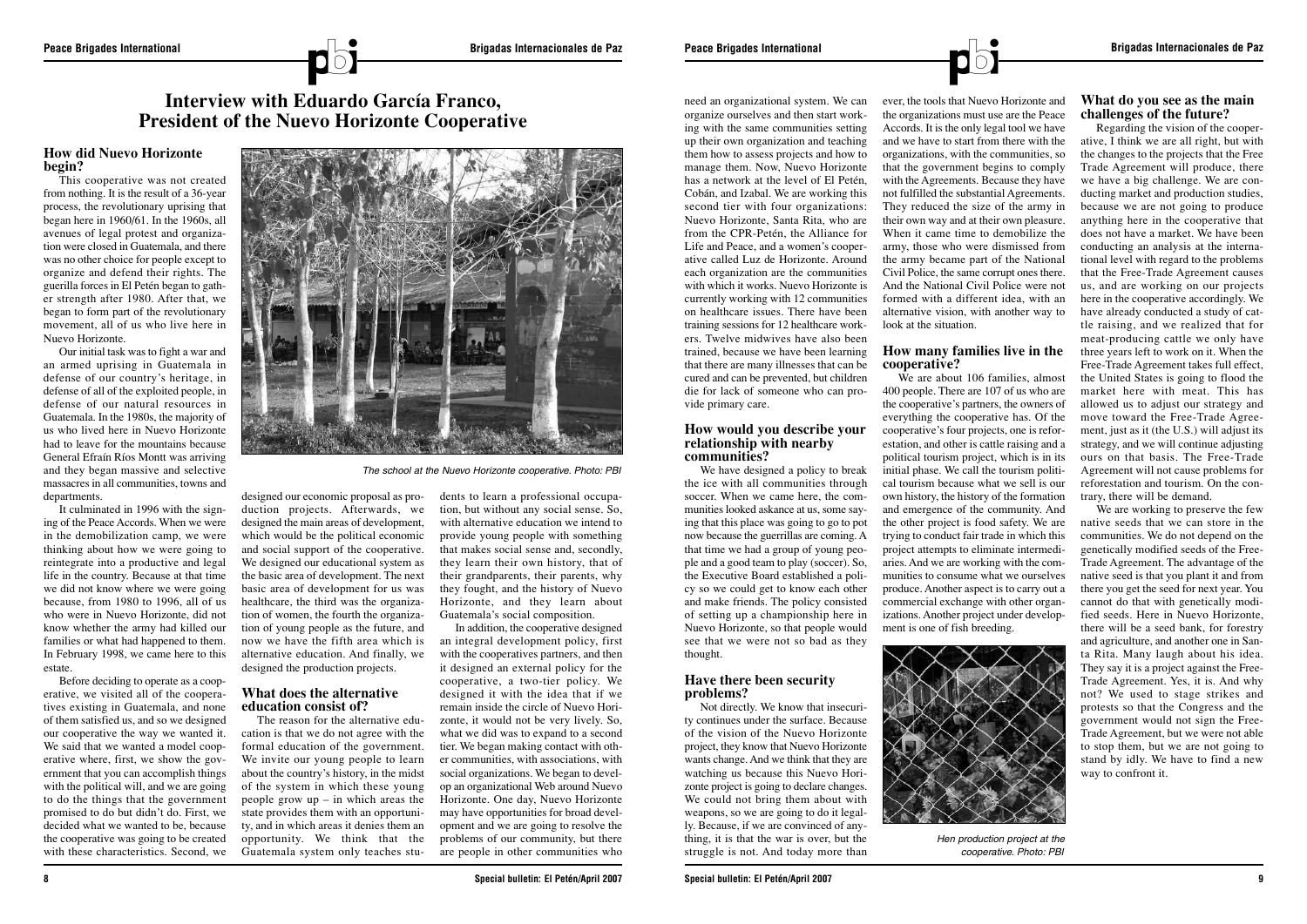# Interview with Eduardo García Franco, President of the Nuevo Horizonte Cooperative

## How did Nuevo Horizonte begin?

This cooperative was not created from nothing. It is the result of a 36-year process, the revolutionary uprising that began here in 1960/61. In the 1960s, all avenues of legal protest and organization were closed in Guatemala, and there was no other choice for people except to organize and defend their rights. The guerilla forces in El Petén began to gather strength after 1980. After that, we began to form part of the revolutionary movement, all of us who live here in Nuevo Horizonte.

Our initial task was to fight a war and an armed uprising in Guatemala in defense of our country's heritage, in defense of all of the exploited people, in defense of our natural resources in Guatemala. In the 1980s, the majority of us who lived here in Nuevo Horizonte had to leave for the mountains because General Efraín Ríos Montt was arriving and they began massive and selective massacres in all communities, towns and departments.

It culminated in 1996 with the signing of the Peace Accords. When we were in the demobilization camp, we were thinking about how we were going to reintegrate into a productive and legal life in the country. Because at that time we did not know where we were going because, from 1980 to 1996, all of us who were in Nuevo Horizonte, did not know whether the army had killed our families or what had happened to them. In February 1998, we came here to this estate.

Before deciding to operate as a cooperative, we visited all of the cooperatives existing in Guatemala, and none of them satisfied us, and so we designed our cooperative the way we wanted it. We said that we wanted a model cooperative where, first, we show the government that you can accomplish things with the political will, and we are going to do the things that the government promised to do but didn't do. First, we decided what we wanted to be, because the cooperative was going to be created with these characteristics. Second, we designed our economic proposal as production projects. Afterwards, we designed the main areas of development, which would be the political economic and social support of the cooperative. We designed our educational system as the basic area of development. The next basic area of development for us was healthcare, the third was the organization of women, the fourth the organization of young people as the future, and now we have the fifth area which is alternative education. And finally, we designed the production projects.

*The school at the Nuevo Horizonte cooperative. Photo: PBI*

## What does the alternative education consist of?

The reason for the alternative education is that we do not agree with the formal education of the government. We invite our young people to learn about the country's history, in the midst of the system in which these young people grow up – in which areas the state provides them with an opportunity, and in which areas it denies them an opportunity. We think that the Guatemala system only teaches students to learn a professional occupation, but without any social sense. So, with alternative education we intend to provide young people with something that makes social sense and, secondly, they learn their own history, that of their grandparents, their parents, why they fought, and the history of Nuevo Horizonte, and they learn about Guatemala's social composition.

In addition, the cooperative designed an integral development policy, first with the cooperatives partners, and then it designed an external policy for the cooperative, a two-tier policy. We designed it with the idea that if we remain inside the circle of Nuevo Horizonte, it would not be very lively. So, what we did was to expand to a second tier. We began making contact with other communities, with associations, with social organizations. We began to develop an organizational Web around Nuevo Horizonte. One day, Nuevo Horizonte may have opportunities for broad development and we are going to resolve the problems of our community, but there are people in other communities who need an organizational system. We can organize ourselves and then start working with the same communities setting up their own organization and teaching them how to assess projects and how to manage them. Now, Nuevo Horizonte has a network at the level of El Petén, Cobán, and Izabal. We are working this second tier with four organizations: Nuevo Horizonte, Santa Rita, who are from the CPR-Petén, the Alliance for Life and Peace, and a women's cooperative called Luz de Horizonte. Around each organization are the communities with which it works. Nuevo Horizonte is currently working with 12 communities on healthcare issues. There have been training sessions for 12 healthcare workers. Twelve midwives have also been trained, because we have been learning that there are many illnesses that can be cured and can be prevented, but children die for lack of someone who can provide primary care.

## How would you describe your relationship with nearby communities?

We have designed a policy to break the ice with all communities through soccer. When we came here, the communities looked askance at us, some saying that this place was going to go to pot now because the guerrillas are coming. A that time we had a group of young people and a good team to play (soccer). So, the Executive Board established a policy so we could get to know each other and make friends. The policy consisted of setting up a championship here in Nuevo Horizonte, so that people would see that we were not so bad as they thought.

## Have there been security problems?

Not directly. We know that insecurity continues under the surface. Because of the vision of the Nuevo Horizonte project, they know that Nuevo Horizonte wants change. And we think that they are watching us because this Nuevo Horizonte project is going to declare changes. We could not bring them about with weapons, so we are going to do it legally. Because, if we are convinced of anything, it is that the war is over, but the struggle is not. And today more than ever, the tools that Nuevo Horizonte and the organizations must use are the Peace Accords. It is the only legal tool we have and we have to start from there with the organizations, with the communities, so that the government begins to comply with the Agreements. Because they have not fulfilled the substantial Agreements. They reduced the size of the army in their own way and at their own pleasure. When it came time to demobilize the army, those who were dismissed from the army became part of the National Civil Police, the same corrupt ones there. And the National Civil Police were not formed with a different idea, with an alternative vision, with another way to look at the situation.

## How many families live in the cooperative?

We are about 106 families, almost 400 people. There are 107 of us who are the cooperative's partners, the owners of everything the cooperative has. Of the cooperative's four projects, one is reforestation, and other is cattle raising and a political tourism project, which is in its initial phase. We call the tourism political tourism because what we sell is our own history, the history of the formation and emergence of the community. And the other project is food safety. We are trying to conduct fair trade in which this project attempts to eliminate intermediaries. And we are working with the communities to consume what we ourselves produce. Another aspect is to carry out a commercial exchange with other organizations. Another project under development is one of fish breeding.

*Hen production project at the cooperative. Photo: PBI*

## What do you see as the main challenges of the future?

Regarding the vision of the cooperative, I think we are all right, but with the changes to the projects that the Free Trade Agreement will produce, there we have a big challenge. We are conducting market and production studies, because we are not going to produce anything here in the cooperative that does not have a market. We have been conducting an analysis at the international level with regard to the problems that the Free-Trade Agreement causes us, and are working on our projects here in the cooperative accordingly. We have already conducted a study of cattle raising, and we realized that for meat-producing cattle we only have three years left to work on it. When the Free-Trade Agreement takes full effect, the United States is going to flood the market here with meat. This has allowed us to adjust our strategy and move toward the Free-Trade Agreement, just as it (the U.S.) will adjust its strategy, and we will continue adjusting ours on that basis. The Free-Trade Agreement will not cause problems for reforestation and tourism. On the contrary, there will be demand.

We are working to preserve the few native seeds that we can store in the communities. We do not depend on the genetically modified seeds of the Free-Trade Agreement. The advantage of the native seed is that you plant it and from there you get the seed for next year. You cannot do that with genetically modified seeds. Here in Nuevo Horizonte, there will be a seed bank, for forestry and agriculture, and another one in Santa Rita. Many laugh about his idea. They say it is a project against the Free-Trade Agreement. Yes, it is. And why not? We used to stage strikes and protests so that the Congress and the government would not sign the Free-Trade Agreement, but we were not able to stop them, but we are not going to stand by idly. We have to find a new way to confront it.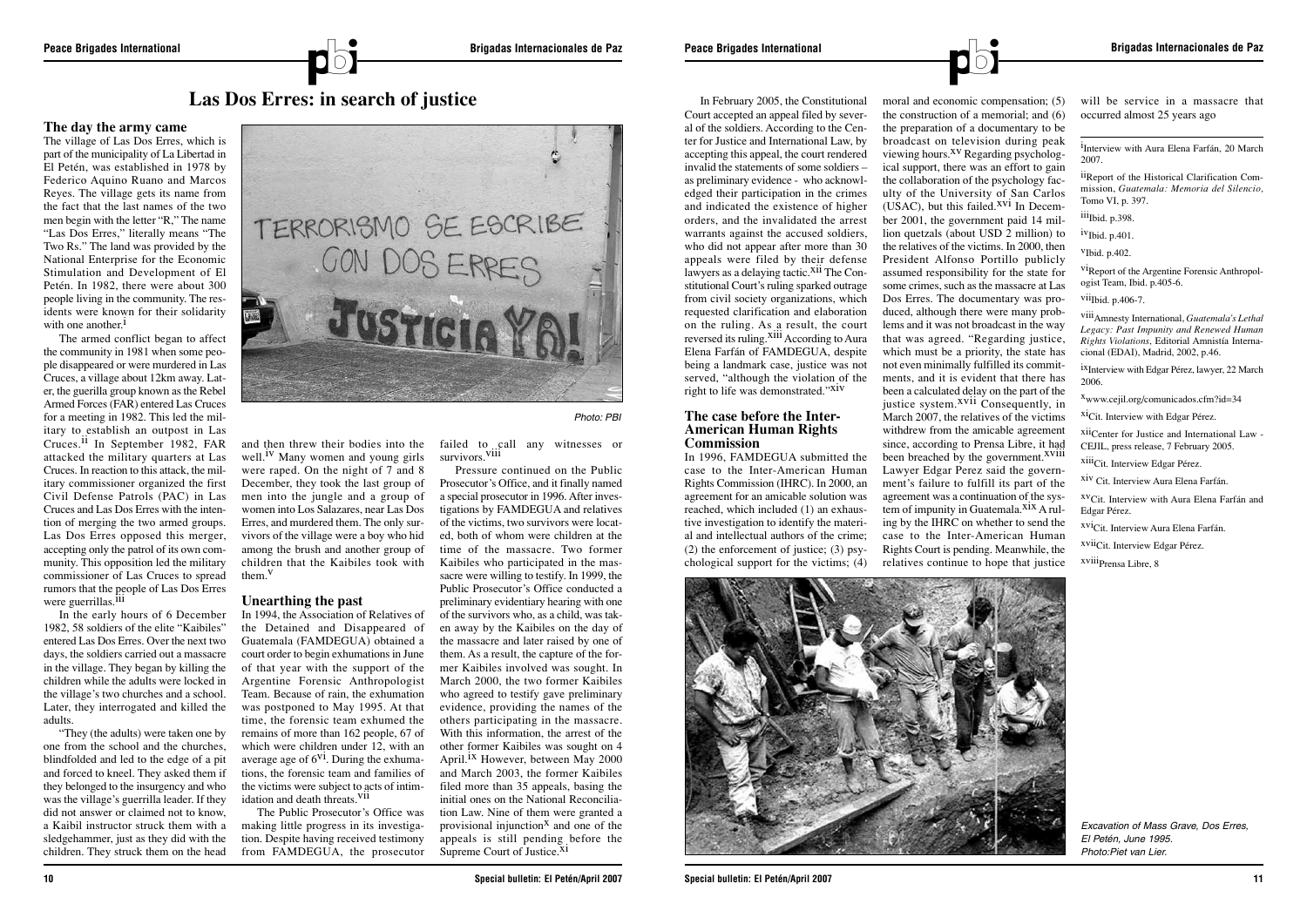# Las Dos Erres: in search of justice

## The day the army came

The village of Las Dos Erres, which is part of the municipality of La Libertad in El Petén, was established in 1978 by Federico Aquino Ruano and Marcos Reyes. The village gets its name from the fact that the last names of the two men begin with the letter "R," The name "Las Dos Erres," literally means "The Two Rs." The land was provided by the National Enterprise for the Economic Stimulation and Development of El Petén. In 1982, there were about 300 people living in the community. The residents were known for their solidarity with one another.[i]

The armed conflict began to affect the community in 1981 when some people disappeared or were murdered in Las Cruces, a village about 12km away. Later, the guerilla group known as the Rebel Armed Forces (FAR) entered Las Cruces for a meeting in 1982. This led the military to establish an outpost in Las Cruces.[ii] In September 1982, FAR attacked the military quarters at Las Cruces. In reaction to this attack, the military commissioner organized the first Civil Defense Patrols (PAC) in Las Cruces and Las Dos Erres with the intention of merging the two armed groups. Las Dos Erres opposed this merger, accepting only the patrol of its own community. This opposition led the military commissioner of Las Cruces to spread rumors that the people of Las Dos Erres were guerrillas.[iii]

In the early hours of 6 December 1982, 58 soldiers of the elite "Kaibiles" entered Las Dos Erres. Over the next two days, the soldiers carried out a massacre in the village. They began by killing the children while the adults were locked in the village's two churches and a school. Later, they interrogated and killed the adults.

"They (the adults) were taken one by one from the school and the churches, blindfolded and led to the edge of a pit and forced to kneel. They asked them if they belonged to the insurgency and who was the village's guerrilla leader. If they did not answer or claimed not to know, a Kaibil instructor struck them with a sledgehammer, just as they did with the children. They struck them on the head and then threw their bodies into the well.[iv] Many women and young girls were raped. On the night of 7 and 8 December, they took the last group of men into the jungle and a group of women into Los Salazares, near Las Dos Erres, and murdered them. The only survivors of the village were a boy who hid among the brush and another group of children that the Kaibiles took with them.[v]

Photo: PBI

## Unearthing the past

In 1994, the Association of Relatives of the Detained and Disappeared of Guatemala (FAMDEGUA) obtained a court order to begin exhumations in June of that year with the support of the Argentine Forensic Anthropologist Team. Because of rain, the exhumation was postponed to May 1995. At that time, the forensic team exhumed the remains of more than 162 people, 67 of which were children under 12, with an average age of 6[vi]. During the exhumations, the forensic team and families of the victims were subject to acts of intimidation and death threats.[vii]

The Public Prosecutor's Office was making little progress in its investigation. Despite having received testimony from FAMDEGUA, the prosecutor failed to call any witnesses or survivors.[viii]

Pressure continued on the Public Prosecutor's Office, and it finally named a special prosecutor in 1996. After investigations by FAMDEGUA and relatives of the victims, two survivors were located, both of whom were children at the time of the massacre. Two former Kaibiles who participated in the massacre were willing to testify. In 1999, the Public Prosecutor's Office conducted a preliminary evidentiary hearing with one of the survivors who, as a child, was taken away by the Kaibiles on the day of the massacre and later raised by one of them. As a result, the capture of the former Kaibiles involved was sought. In March 2000, the two former Kaibiles who agreed to testify gave preliminary evidence, providing the names of the others participating in the massacre. With this information, the arrest of the other former Kaibiles was sought on 4 April.[ix] However, between May 2000 and March 2003, the former Kaibiles filed more than 35 appeals, basing the initial ones on the National Reconciliation Law. Nine of them were granted a provisional injunction[x] and one of the appeals is still pending before the Supreme Court of Justice.[xi]

In February 2005, the Constitutional Court accepted an appeal filed by several of the soldiers. According to the Center for Justice and International Law, by accepting this appeal, the court rendered invalid the statements of some soldiers – as preliminary evidence - who acknowledged their participation in the crimes and indicated the existence of higher orders, and the invalidated the arrest warrants against the accused soldiers, who did not appear after more than 30 appeals were filed by their defense lawyers as a delaying tactic.[xii] The Constitutional Court's ruling sparked outrage from civil society organizations, which requested clarification and elaboration on the ruling. As a result, the court reversed its ruling.[xiii] According to Aura Elena Farfán of FAMDEGUA, despite being a landmark case, justice was not served, "although the violation of the right to life was demonstrated."[xiv]

## The case before the Inter-American Human Rights Commission

In 1996, FAMDEGUA submitted the case to the Inter-American Human Rights Commission (IHRC). In 2000, an agreement for an amicable solution was reached, which included (1) an exhaustive investigation to identify the material and intellectual authors of the crime; (2) the enforcement of justice; (3) psychological support for the victims; (4) moral and economic compensation; (5) the construction of a memorial; and (6) the preparation of a documentary to be broadcast on television during peak viewing hours.[xv] Regarding psychological support, there was an effort to gain the collaboration of the psychology faculty of the University of San Carlos (USAC), but this failed.[xvi] In December 2001, the government paid 14 million quetzals (about USD 2 million) to the relatives of the victims. In 2000, then President Alfonso Portillo publicly assumed responsibility for the state for some crimes, such as the massacre at Las Dos Erres. The documentary was produced, although there were many problems and it was not broadcast in the way that was agreed. "Regarding justice, which must be a priority, the state has not even minimally fulfilled its commitments, and it is evident that there has been a calculated delay on the part of the justice system.[xvii] Consequently, in March 2007, the relatives of the victims withdrew from the amicable agreement since, according to Prensa Libre, it had been breached by the government.[xviii] Lawyer Edgar Perez said the government's failure to fulfill its part of the agreement was a continuation of the system of impunity in Guatemala.[xix] A ruling by the IHRC on whether to send the case to the Inter-American Human Rights Court is pending. Meanwhile, the relatives continue to hope that justice will be service in a massacre that occurred almost 25 years ago

---

[i] Interview with Aura Elena Farfán, 20 March 2007.

[ii] Report of the Historical Clarification Commission, *Guatemala: Memoria del Silencio,* Tomo VI, p. 397.

[iii] Ibid. p.398.

[iv] Ibid. p.401.

[v] Ibid. p.402.

[vi] Report of the Argentine Forensic Anthropologist Team, Ibid. p.405-6.

[vii] Ibid. p.406-7.

[viii] Amnesty International, *Guatemala's Lethal Legacy: Past Impunity and Renewed Human Rights Violations*, Editorial Amnistía Internacional (EDAI), Madrid, 2002, p.46.

[ix] Interview with Edgar Pérez, lawyer, 22 March 2006.

[x] www.cejil.org/comunicados.cfm?id=34

[xi] Cit. Interview with Edgar Pérez.

[xii] Center for Justice and International Law - CEJIL, press release, 7 February 2005.

[xiii] Cit. Interview Edgar Pérez.

[xiv] Cit. Interview Aura Elena Farfán.

[xv] Cit. Interview with Aura Elena Farfán and Edgar Pérez.

[xvi] Cit. Interview Aura Elena Farfán.

[xvii] Cit. Interview Edgar Pérez.

[xviii] Prensa Libre, 8

*Excavation of Mass Grave, Dos Erres, El Petén, June 1995. Photo:Piet van Lier.*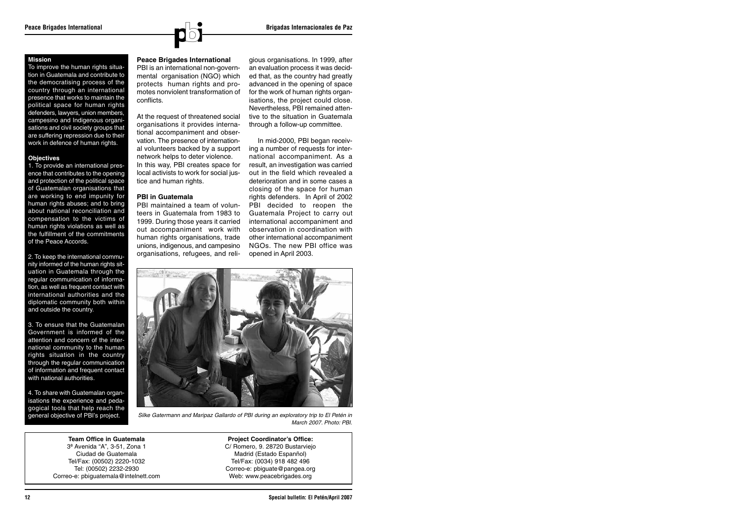**Mission**

To improve the human rights situation in Guatemala and contribute to the democratising process of the country through an international presence that works to maintain the political space for human rights defenders, lawyers, union members, campesino and Indigenous organisations and civil society groups that are suffering repression due to their work in defence of human rights.

**Objectives**

1. To provide an international presence that contributes to the opening and protection of the political space of Guatemalan organisations that are working to end impunity for human rights abuses; and to bring about national reconciliation and compensation to the victims of human rights violations as well as the fulfillment of the commitments of the Peace Accords.

2. To keep the international community informed of the human rights situation in Guatemala through the regular communication of information, as well as frequent contact with international authorities and the diplomatic community both within and outside the country.

3. To ensure that the Guatemalan Government is informed of the attention and concern of the international community to the human rights situation in the country through the regular communication of information and frequent contact with national authorities.

4. To share with Guatemalan organisations the experience and pedagogical tools that help reach the general objective of PBI's project.

## Peace Brigades International

PBI is an international non-governmental organisation (NGO) which protects human rights and promotes nonviolent transformation of conflicts.

At the request of threatened social organisations it provides international accompaniment and observation. The presence of international volunteers backed by a support network helps to deter violence. In this way, PBI creates space for local activists to work for social justice and human rights.

## PBI in Guatemala

PBI maintained a team of volunteers in Guatemala from 1983 to 1999. During those years it carried out accompaniment work with human rights organisations, trade unions, indigenous, and campesino organisations, refugees, and religious organisations. In 1999, after an evaluation process it was decided that, as the country had greatly advanced in the opening of space for the work of human rights organisations, the project could close. Nevertheless, PBI remained attentive to the situation in Guatemala through a follow-up committee.

In mid-2000, PBI began receiving a number of requests for international accompaniment. As a result, an investigation was carried out in the field which revealed a deterioration and in some cases a closing of the space for human rights defenders. In April of 2002 PBI decided to reopen the Guatemala Project to carry out international accompaniment and observation in coordination with other international accompaniment NGOs. The new PBI office was opened in April 2003.

*Silke Gatermann and Maripaz Gallardo of PBI during an exploratory trip to El Petén in March 2007. Photo: PBI.*

**Team Office in Guatemala**
3ª Avenida "A", 3-51, Zona 1
Ciudad de Guatemala
Tel/Fax: (00502) 2220-1032
Tel: (00502) 2232-2930
Correo-e: pbiguatemala@intelnett.com

**Project Coordinator's Office:**
C/ Romero, 9. 28720 Bustarviejo
Madrid (Estado Español)
Tel/Fax: (0034) 918 482 496
Correo-e: pbiguate@pangea.org
Web: www.peacebrigades.org